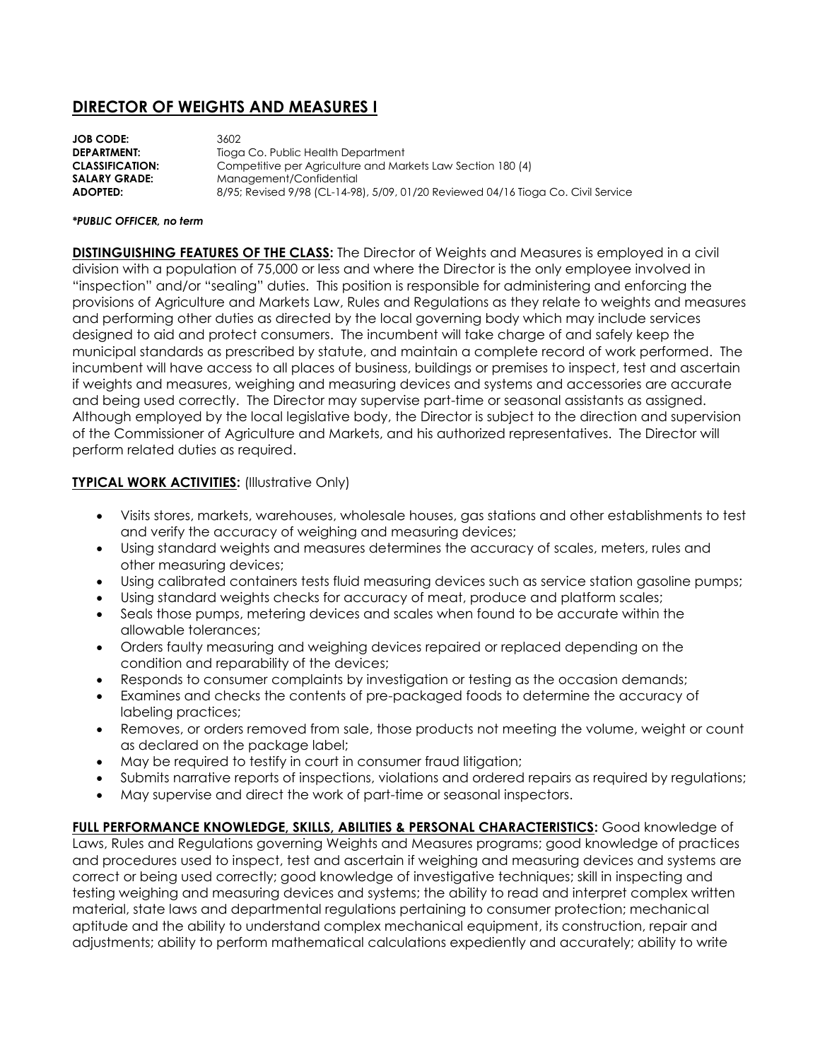# DIRECTOR OF WEIGHTS AND MEASURES I

**JOB CODE:** 3602
**DEPARTMENT:** Tioga Co. Public Health Department
**CLASSIFICATION:** Competitive per Agriculture and Markets Law Section 180 (4)
**SALARY GRADE:** Management/Confidential
**ADOPTED:** 8/95; Revised 9/98 (CL-14-98), 5/09, 01/20 Reviewed 04/16 Tioga Co. Civil Service

***PUBLIC OFFICER, no term***

**DISTINGUISHING FEATURES OF THE CLASS:** The Director of Weights and Measures is employed in a civil division with a population of 75,000 or less and where the Director is the only employee involved in "inspection" and/or "sealing" duties. This position is responsible for administering and enforcing the provisions of Agriculture and Markets Law, Rules and Regulations as they relate to weights and measures and performing other duties as directed by the local governing body which may include services designed to aid and protect consumers. The incumbent will take charge of and safely keep the municipal standards as prescribed by statute, and maintain a complete record of work performed. The incumbent will have access to all places of business, buildings or premises to inspect, test and ascertain if weights and measures, weighing and measuring devices and systems and accessories are accurate and being used correctly. The Director may supervise part-time or seasonal assistants as assigned. Although employed by the local legislative body, the Director is subject to the direction and supervision of the Commissioner of Agriculture and Markets, and his authorized representatives. The Director will perform related duties as required.

**TYPICAL WORK ACTIVITIES:** (Illustrative Only)

- Visits stores, markets, warehouses, wholesale houses, gas stations and other establishments to test and verify the accuracy of weighing and measuring devices;
- Using standard weights and measures determines the accuracy of scales, meters, rules and other measuring devices;
- Using calibrated containers tests fluid measuring devices such as service station gasoline pumps;
- Using standard weights checks for accuracy of meat, produce and platform scales;
- Seals those pumps, metering devices and scales when found to be accurate within the allowable tolerances;
- Orders faulty measuring and weighing devices repaired or replaced depending on the condition and reparability of the devices;
- Responds to consumer complaints by investigation or testing as the occasion demands;
- Examines and checks the contents of pre-packaged foods to determine the accuracy of labeling practices;
- Removes, or orders removed from sale, those products not meeting the volume, weight or count as declared on the package label;
- May be required to testify in court in consumer fraud litigation;
- Submits narrative reports of inspections, violations and ordered repairs as required by regulations;
- May supervise and direct the work of part-time or seasonal inspectors.

**FULL PERFORMANCE KNOWLEDGE, SKILLS, ABILITIES & PERSONAL CHARACTERISTICS:** Good knowledge of Laws, Rules and Regulations governing Weights and Measures programs; good knowledge of practices and procedures used to inspect, test and ascertain if weighing and measuring devices and systems are correct or being used correctly; good knowledge of investigative techniques; skill in inspecting and testing weighing and measuring devices and systems; the ability to read and interpret complex written material, state laws and departmental regulations pertaining to consumer protection; mechanical aptitude and the ability to understand complex mechanical equipment, its construction, repair and adjustments; ability to perform mathematical calculations expediently and accurately; ability to write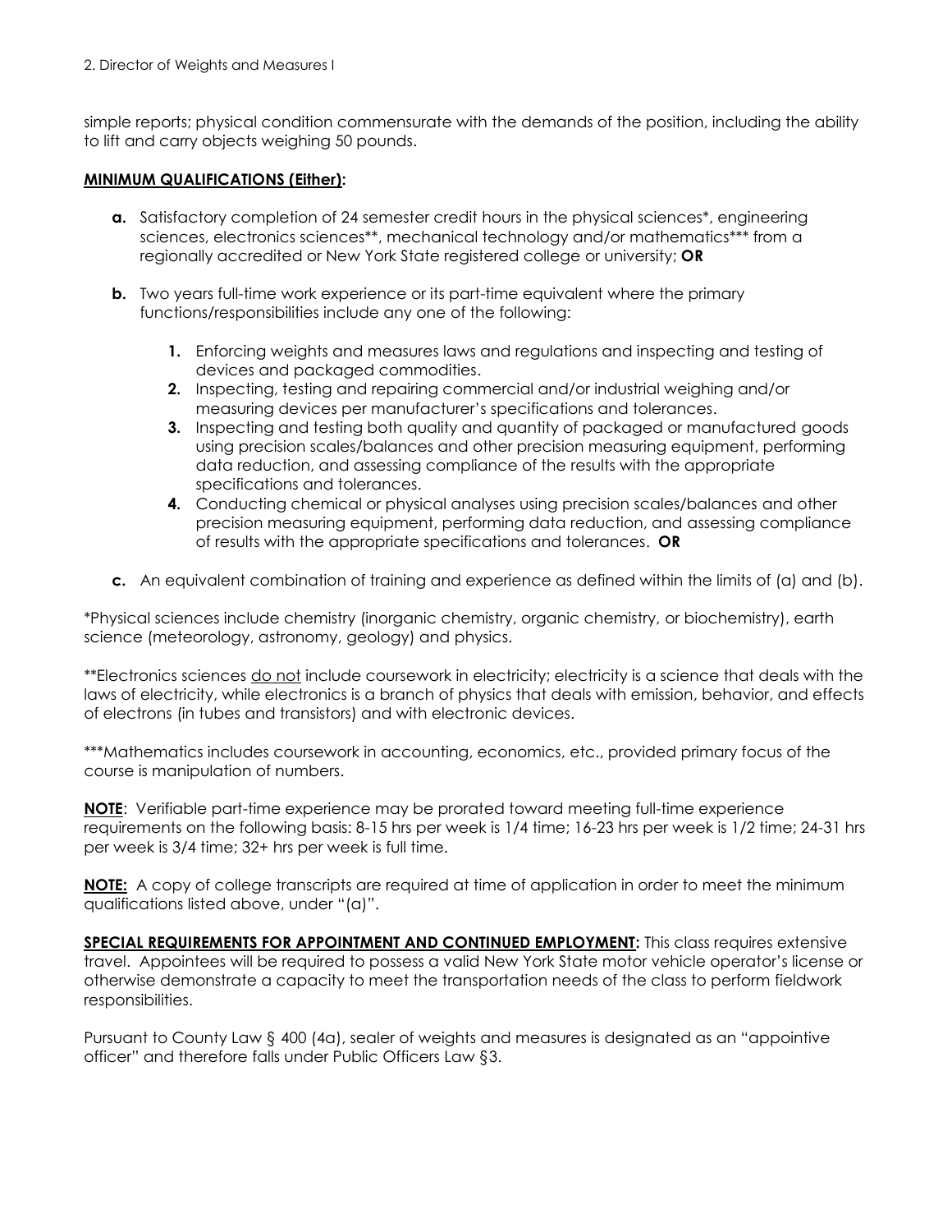simple reports; physical condition commensurate with the demands of the position, including the ability to lift and carry objects weighing 50 pounds.

**MINIMUM QUALIFICATIONS (Either):**

- **a.** Satisfactory completion of 24 semester credit hours in the physical sciences*, engineering sciences, electronics sciences**, mechanical technology and/or mathematics*** from a regionally accredited or New York State registered college or university; **OR**

- **b.** Two years full-time work experience or its part-time equivalent where the primary functions/responsibilities include any one of the following:

  1. Enforcing weights and measures laws and regulations and inspecting and testing of devices and packaged commodities.
  2. Inspecting, testing and repairing commercial and/or industrial weighing and/or measuring devices per manufacturer's specifications and tolerances.
  3. Inspecting and testing both quality and quantity of packaged or manufactured goods using precision scales/balances and other precision measuring equipment, performing data reduction, and assessing compliance of the results with the appropriate specifications and tolerances.
  4. Conducting chemical or physical analyses using precision scales/balances and other precision measuring equipment, performing data reduction, and assessing compliance of results with the appropriate specifications and tolerances. **OR**

- **c.** An equivalent combination of training and experience as defined within the limits of (a) and (b).

*Physical sciences include chemistry (inorganic chemistry, organic chemistry, or biochemistry), earth science (meteorology, astronomy, geology) and physics.

**Electronics sciences do not include coursework in electricity; electricity is a science that deals with the laws of electricity, while electronics is a branch of physics that deals with emission, behavior, and effects of electrons (in tubes and transistors) and with electronic devices.

***Mathematics includes coursework in accounting, economics, etc., provided primary focus of the course is manipulation of numbers.

**NOTE**: Verifiable part-time experience may be prorated toward meeting full-time experience requirements on the following basis: 8-15 hrs per week is 1/4 time; 16-23 hrs per week is 1/2 time; 24-31 hrs per week is 3/4 time; 32+ hrs per week is full time.

**NOTE:** A copy of college transcripts are required at time of application in order to meet the minimum qualifications listed above, under "(a)".

**SPECIAL REQUIREMENTS FOR APPOINTMENT AND CONTINUED EMPLOYMENT:** This class requires extensive travel. Appointees will be required to possess a valid New York State motor vehicle operator's license or otherwise demonstrate a capacity to meet the transportation needs of the class to perform fieldwork responsibilities.

Pursuant to County Law § 400 (4a), sealer of weights and measures is designated as an "appointive officer" and therefore falls under Public Officers Law §3.